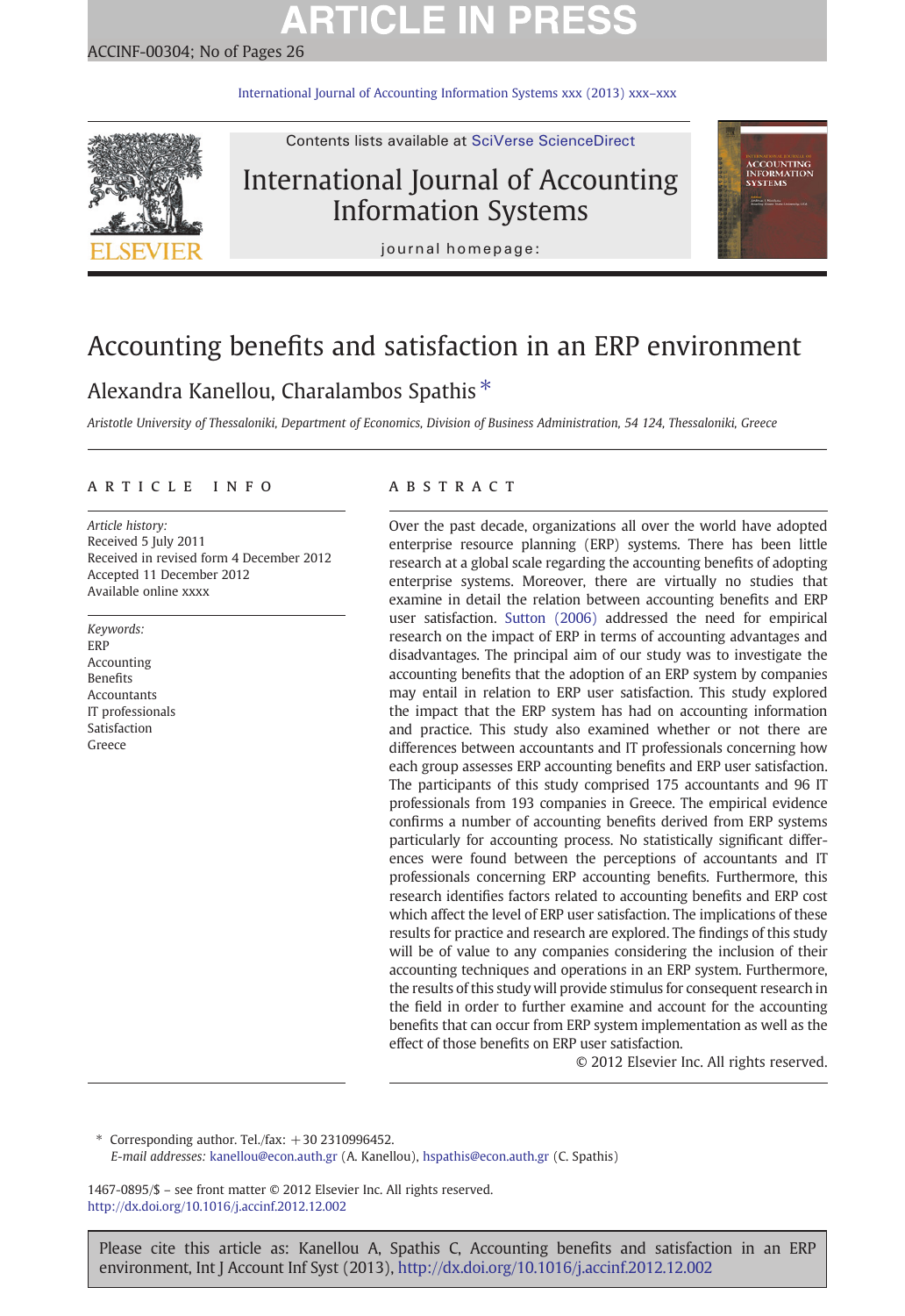# Accounting benefits and satisfaction in an ERP environment

Alexandra Kanellou, Charalambos Spathis *

*Aristotle University of Thessaloniki, Department of Economics, Division of Business Administration, 54 124, Thessaloniki, Greece*

## ARTICLE INFO

*Article history:*
Received 5 July 2011
Received in revised form 4 December 2012
Accepted 11 December 2012
Available online xxxx

*Keywords:*
ERP
Accounting
Benefits
Accountants
IT professionals
Satisfaction
Greece

## ABSTRACT

Over the past decade, organizations all over the world have adopted enterprise resource planning (ERP) systems. There has been little research at a global scale regarding the accounting benefits of adopting enterprise systems. Moreover, there are virtually no studies that examine in detail the relation between accounting benefits and ERP user satisfaction. Sutton (2006) addressed the need for empirical research on the impact of ERP in terms of accounting advantages and disadvantages. The principal aim of our study was to investigate the accounting benefits that the adoption of an ERP system by companies may entail in relation to ERP user satisfaction. This study explored the impact that the ERP system has had on accounting information and practice. This study also examined whether or not there are differences between accountants and IT professionals concerning how each group assesses ERP accounting benefits and ERP user satisfaction. The participants of this study comprised 175 accountants and 96 IT professionals from 193 companies in Greece. The empirical evidence confirms a number of accounting benefits derived from ERP systems particularly for accounting process. No statistically significant differences were found between the perceptions of accountants and IT professionals concerning ERP accounting benefits. Furthermore, this research identifies factors related to accounting benefits and ERP cost which affect the level of ERP user satisfaction. The implications of these results for practice and research are explored. The findings of this study will be of value to any companies considering the inclusion of their accounting techniques and operations in an ERP system. Furthermore, the results of this study will provide stimulus for consequent research in the field in order to further examine and account for the accounting benefits that can occur from ERP system implementation as well as the effect of those benefits on ERP user satisfaction.

© 2012 Elsevier Inc. All rights reserved.

\* Corresponding author. Tel./fax: +30 2310996452.
*E-mail addresses:* kanellou@econ.auth.gr (A. Kanellou), hspathis@econ.auth.gr (C. Spathis)

1467-0895/$ – see front matter © 2012 Elsevier Inc. All rights reserved.
http://dx.doi.org/10.1016/j.accinf.2012.12.002

Please cite this article as: Kanellou A, Spathis C, Accounting benefits and satisfaction in an ERP environment, Int J Account Inf Syst (2013), http://dx.doi.org/10.1016/j.accinf.2012.12.002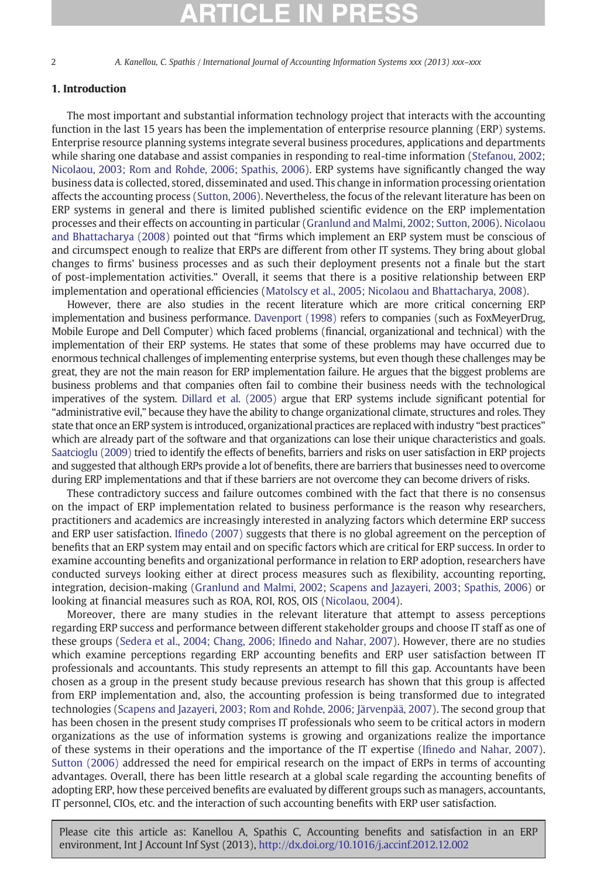## 1. Introduction

The most important and substantial information technology project that interacts with the accounting function in the last 15 years has been the implementation of enterprise resource planning (ERP) systems. Enterprise resource planning systems integrate several business procedures, applications and departments while sharing one database and assist companies in responding to real-time information (Stefanou, 2002; Nicolaou, 2003; Rom and Rohde, 2006; Spathis, 2006). ERP systems have significantly changed the way business data is collected, stored, disseminated and used. This change in information processing orientation affects the accounting process (Sutton, 2006). Nevertheless, the focus of the relevant literature has been on ERP systems in general and there is limited published scientific evidence on the ERP implementation processes and their effects on accounting in particular (Granlund and Malmi, 2002; Sutton, 2006). Nicolaou and Bhattacharya (2008) pointed out that "firms which implement an ERP system must be conscious of and circumspect enough to realize that ERPs are different from other IT systems. They bring about global changes to firms' business processes and as such their deployment presents not a finale but the start of post-implementation activities." Overall, it seems that there is a positive relationship between ERP implementation and operational efficiencies (Matolscy et al., 2005; Nicolaou and Bhattacharya, 2008).

However, there are also studies in the recent literature which are more critical concerning ERP implementation and business performance. Davenport (1998) refers to companies (such as FoxMeyerDrug, Mobile Europe and Dell Computer) which faced problems (financial, organizational and technical) with the implementation of their ERP systems. He states that some of these problems may have occurred due to enormous technical challenges of implementing enterprise systems, but even though these challenges may be great, they are not the main reason for ERP implementation failure. He argues that the biggest problems are business problems and that companies often fail to combine their business needs with the technological imperatives of the system. Dillard et al. (2005) argue that ERP systems include significant potential for "administrative evil," because they have the ability to change organizational climate, structures and roles. They state that once an ERP system is introduced, organizational practices are replaced with industry "best practices" which are already part of the software and that organizations can lose their unique characteristics and goals. Saatcioglu (2009) tried to identify the effects of benefits, barriers and risks on user satisfaction in ERP projects and suggested that although ERPs provide a lot of benefits, there are barriers that businesses need to overcome during ERP implementations and that if these barriers are not overcome they can become drivers of risks.

These contradictory success and failure outcomes combined with the fact that there is no consensus on the impact of ERP implementation related to business performance is the reason why researchers, practitioners and academics are increasingly interested in analyzing factors which determine ERP success and ERP user satisfaction. Ifinedo (2007) suggests that there is no global agreement on the perception of benefits that an ERP system may entail and on specific factors which are critical for ERP success. In order to examine accounting benefits and organizational performance in relation to ERP adoption, researchers have conducted surveys looking either at direct process measures such as flexibility, accounting reporting, integration, decision-making (Granlund and Malmi, 2002; Scapens and Jazayeri, 2003; Spathis, 2006) or looking at financial measures such as ROA, ROI, ROS, OIS (Nicolaou, 2004).

Moreover, there are many studies in the relevant literature that attempt to assess perceptions regarding ERP success and performance between different stakeholder groups and choose IT staff as one of these groups (Sedera et al., 2004; Chang, 2006; Ifinedo and Nahar, 2007). However, there are no studies which examine perceptions regarding ERP accounting benefits and ERP user satisfaction between IT professionals and accountants. This study represents an attempt to fill this gap. Accountants have been chosen as a group in the present study because previous research has shown that this group is affected from ERP implementation and, also, the accounting profession is being transformed due to integrated technologies (Scapens and Jazayeri, 2003; Rom and Rohde, 2006; Järvenpää, 2007). The second group that has been chosen in the present study comprises IT professionals who seem to be critical actors in modern organizations as the use of information systems is growing and organizations realize the importance of these systems in their operations and the importance of the IT expertise (Ifinedo and Nahar, 2007). Sutton (2006) addressed the need for empirical research on the impact of ERPs in terms of accounting advantages. Overall, there has been little research at a global scale regarding the accounting benefits of adopting ERP, how these perceived benefits are evaluated by different groups such as managers, accountants, IT personnel, CIOs, etc. and the interaction of such accounting benefits with ERP user satisfaction.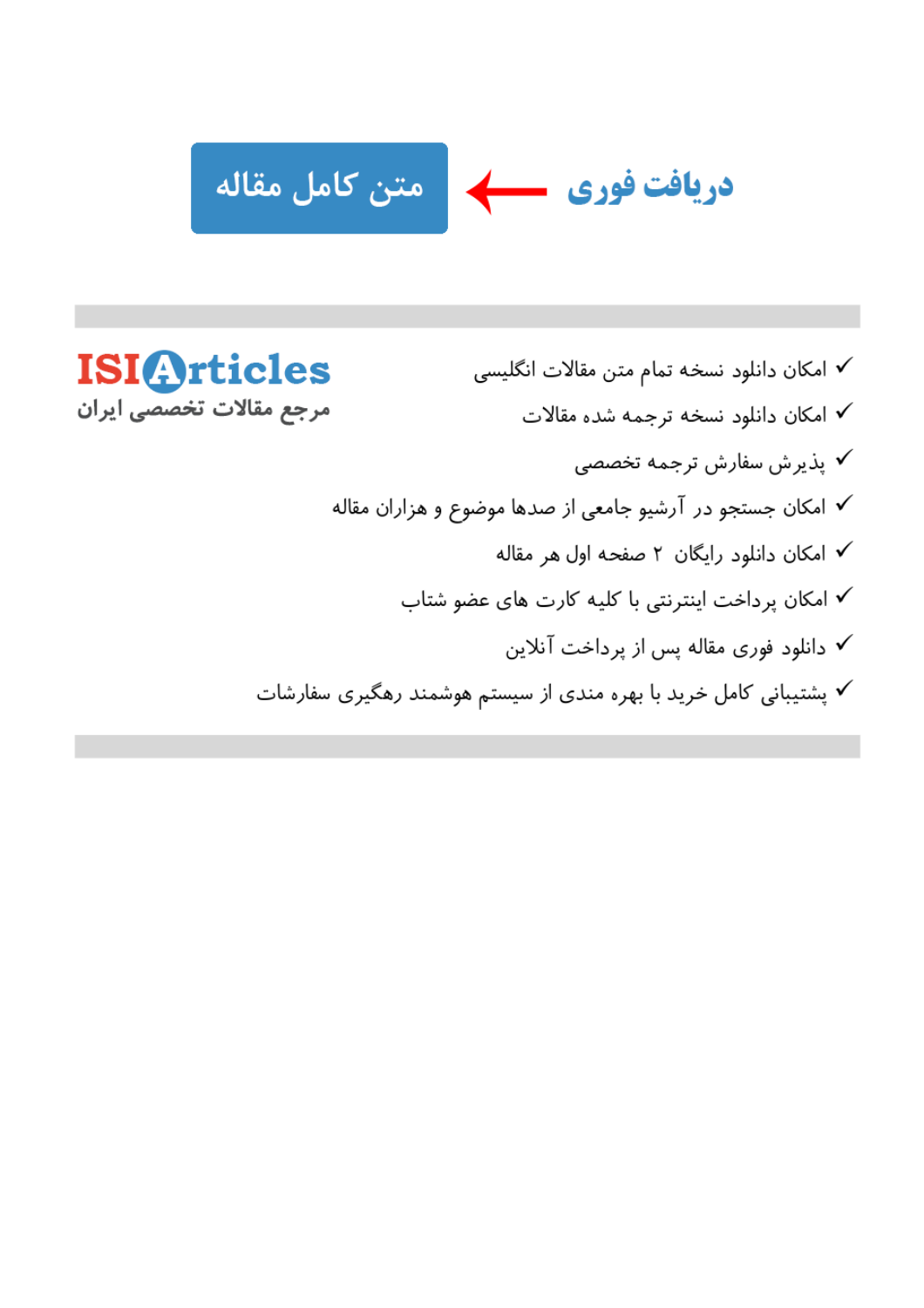دریافت فوری ← **متن کامل مقاله**

**ISIArticles**
مرجع مقالات تخصصی ایران

- ✓ امکان دانلود نسخه تمام متن مقالات انگلیسی
- ✓ امکان دانلود نسخه ترجمه شده مقالات
- ✓ پذیرش سفارش ترجمه تخصصی
- ✓ امکان جستجو در آرشیو جامعی از صدها موضوع و هزاران مقاله
- ✓ امکان دانلود رایگان ۲ صفحه اول هر مقاله
- ✓ امکان پرداخت اینترنتی با کلیه کارت های عضو شتاب
- ✓ دانلود فوری مقاله پس از پرداخت آنلاین
- ✓ پشتیبانی کامل خرید با بهره مندی از سیستم هوشمند رهگیری سفارشات